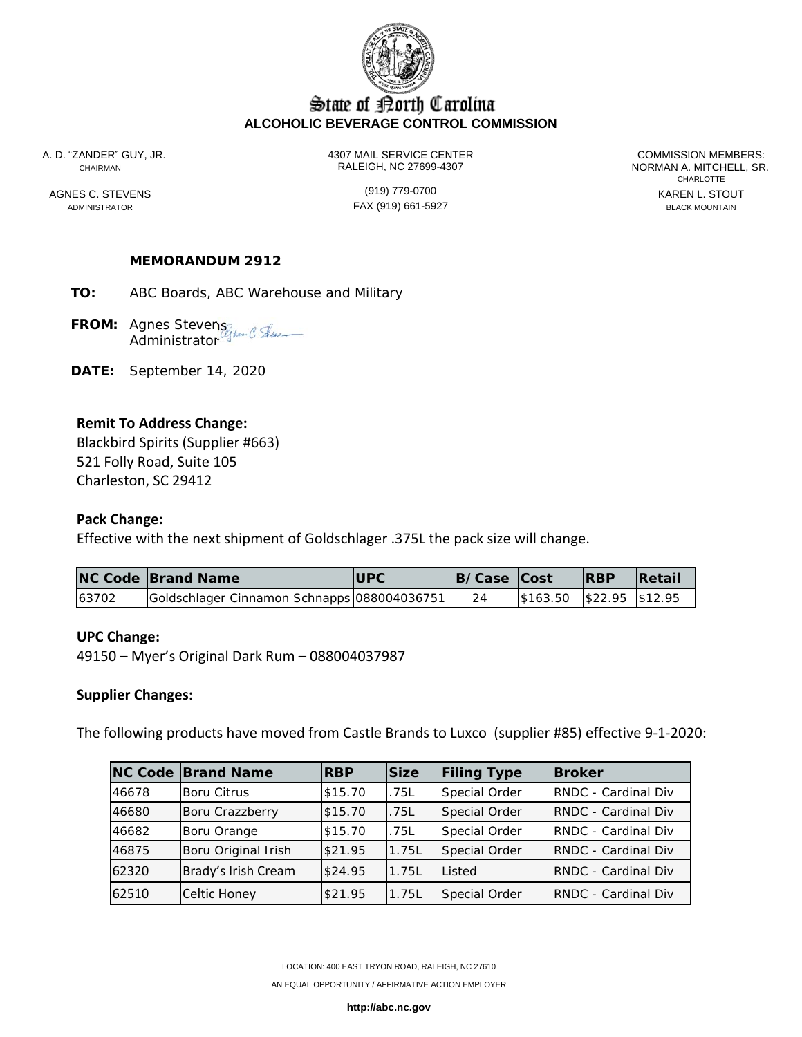# State of North Carolina
**ALCOHOLIC BEVERAGE CONTROL COMMISSION**

A. D. "ZANDER" GUY, JR.
CHAIRMAN

AGNES C. STEVENS
ADMINISTRATOR

4307 MAIL SERVICE CENTER
RALEIGH, NC 27699-4307

(919) 779-0700
FAX (919) 661-5927

COMMISSION MEMBERS:
NORMAN A. MITCHELL, SR.
CHARLOTTE
KAREN L. STOUT
BLACK MOUNTAIN

**MEMORANDUM 2912**

**TO:** ABC Boards, ABC Warehouse and Military

**FROM:** Agnes Stevens
Administrator

**DATE:** September 14, 2020

**Remit To Address Change:**
Blackbird Spirits (Supplier #663)
521 Folly Road, Suite 105
Charleston, SC 29412

**Pack Change:**
Effective with the next shipment of Goldschlager .375L the pack size will change.

| NC Code | Brand Name | UPC | B/Case | Cost | RBP | Retail |
|---|---|---|---|---|---|---|
| 63702 | Goldschlager Cinnamon Schnapps | 088004036751 | 24 | $163.50 | $22.95 | $12.95 |

**UPC Change:**
49150 – Myer's Original Dark Rum – 088004037987

**Supplier Changes:**

The following products have moved from Castle Brands to Luxco (supplier #85) effective 9-1-2020:

| NC Code | Brand Name | RBP | Size | Filing Type | Broker |
|---|---|---|---|---|---|
| 46678 | Boru Citrus | $15.70 | .75L | Special Order | RNDC - Cardinal Div |
| 46680 | Boru Crazzberry | $15.70 | .75L | Special Order | RNDC - Cardinal Div |
| 46682 | Boru Orange | $15.70 | .75L | Special Order | RNDC - Cardinal Div |
| 46875 | Boru Original Irish | $21.95 | 1.75L | Special Order | RNDC - Cardinal Div |
| 62320 | Brady's Irish Cream | $24.95 | 1.75L | Listed | RNDC - Cardinal Div |
| 62510 | Celtic Honey | $21.95 | 1.75L | Special Order | RNDC - Cardinal Div |

LOCATION: 400 EAST TRYON ROAD, RALEIGH, NC 27610
AN EQUAL OPPORTUNITY / AFFIRMATIVE ACTION EMPLOYER
**http://abc.nc.gov**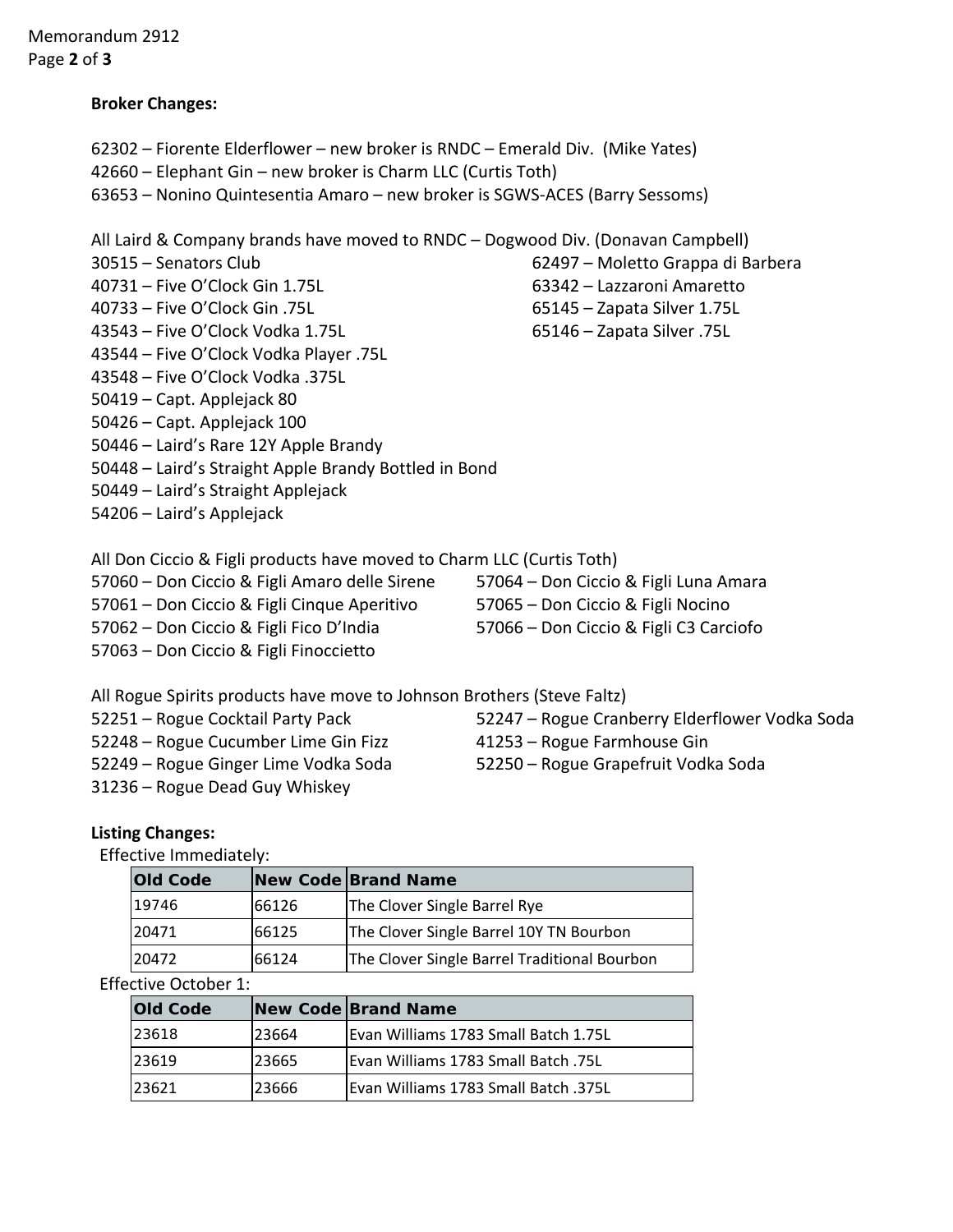**Broker Changes:**

62302 – Fiorente Elderflower – new broker is RNDC – Emerald Div. (Mike Yates)
42660 – Elephant Gin – new broker is Charm LLC (Curtis Toth)
63653 – Nonino Quintesentia Amaro – new broker is SGWS-ACES (Barry Sessoms)

All Laird & Company brands have moved to RNDC – Dogwood Div. (Donavan Campbell)

30515 – Senators Club
40731 – Five O'Clock Gin 1.75L
40733 – Five O'Clock Gin .75L
43543 – Five O'Clock Vodka 1.75L
43544 – Five O'Clock Vodka Player .75L
43548 – Five O'Clock Vodka .375L
50419 – Capt. Applejack 80
50426 – Capt. Applejack 100
50446 – Laird's Rare 12Y Apple Brandy
50448 – Laird's Straight Apple Brandy Bottled in Bond
50449 – Laird's Straight Applejack
54206 – Laird's Applejack
62497 – Moletto Grappa di Barbera
63342 – Lazzaroni Amaretto
65145 – Zapata Silver 1.75L
65146 – Zapata Silver .75L

All Don Ciccio & Figli products have moved to Charm LLC (Curtis Toth)

57060 – Don Ciccio & Figli Amaro delle Sirene
57061 – Don Ciccio & Figli Cinque Aperitivo
57062 – Don Ciccio & Figli Fico D'India
57063 – Don Ciccio & Figli Finoccietto
57064 – Don Ciccio & Figli Luna Amara
57065 – Don Ciccio & Figli Nocino
57066 – Don Ciccio & Figli C3 Carciofo

All Rogue Spirits products have move to Johnson Brothers (Steve Faltz)

52251 – Rogue Cocktail Party Pack
52248 – Rogue Cucumber Lime Gin Fizz
52249 – Rogue Ginger Lime Vodka Soda
31236 – Rogue Dead Guy Whiskey
52247 – Rogue Cranberry Elderflower Vodka Soda
41253 – Rogue Farmhouse Gin
52250 – Rogue Grapefruit Vodka Soda

**Listing Changes:**

Effective Immediately:

| Old Code | New Code | Brand Name |
|---|---|---|
| 19746 | 66126 | The Clover Single Barrel Rye |
| 20471 | 66125 | The Clover Single Barrel 10Y TN Bourbon |
| 20472 | 66124 | The Clover Single Barrel Traditional Bourbon |

Effective October 1:

| Old Code | New Code | Brand Name |
|---|---|---|
| 23618 | 23664 | Evan Williams 1783 Small Batch 1.75L |
| 23619 | 23665 | Evan Williams 1783 Small Batch .75L |
| 23621 | 23666 | Evan Williams 1783 Small Batch .375L |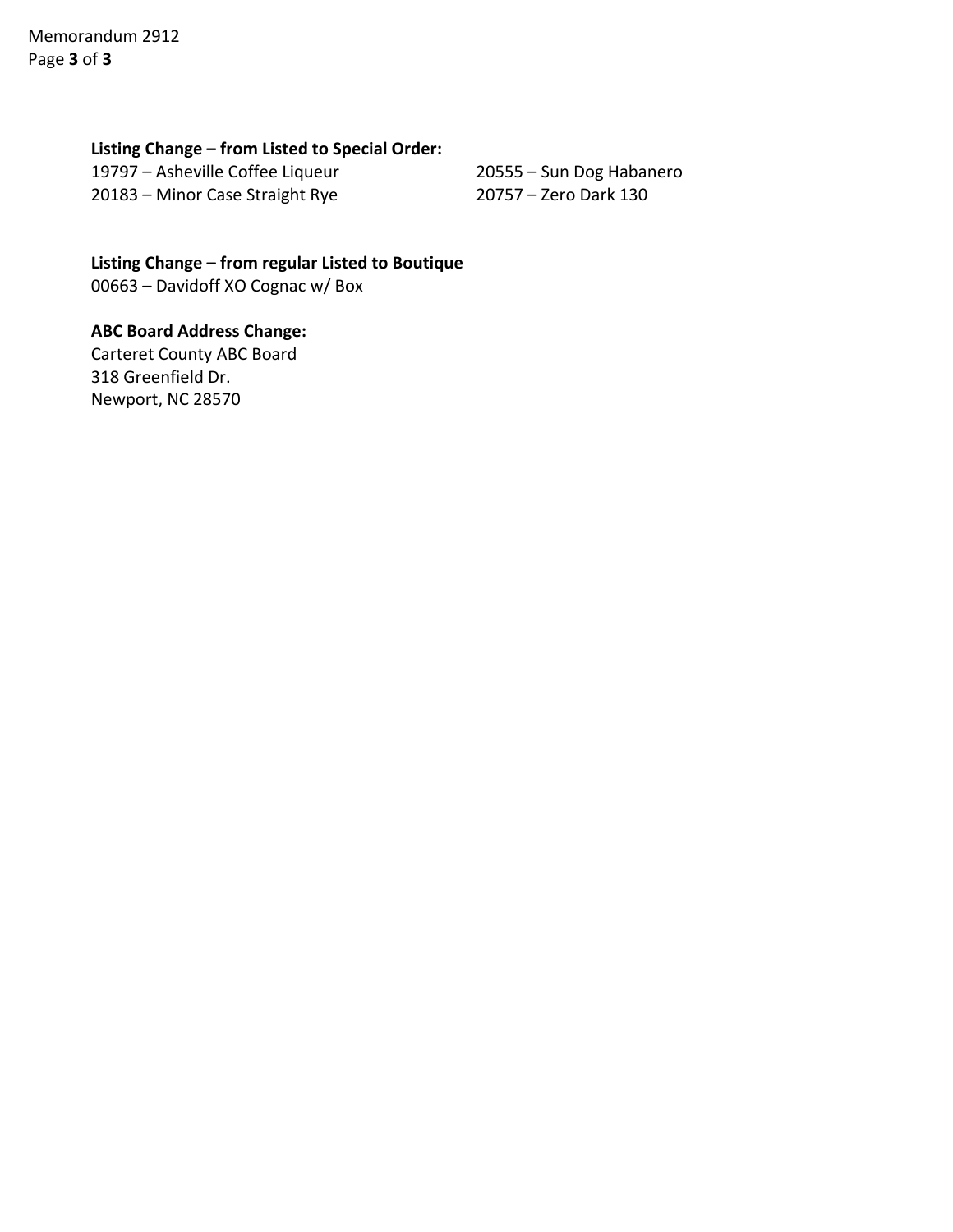**Listing Change – from Listed to Special Order:**

19797 – Asheville Coffee Liqueur
20183 – Minor Case Straight Rye
20555 – Sun Dog Habanero
20757 – Zero Dark 130

**Listing Change – from regular Listed to Boutique**

00663 – Davidoff XO Cognac w/ Box

**ABC Board Address Change:**

Carteret County ABC Board
318 Greenfield Dr.
Newport, NC 28570